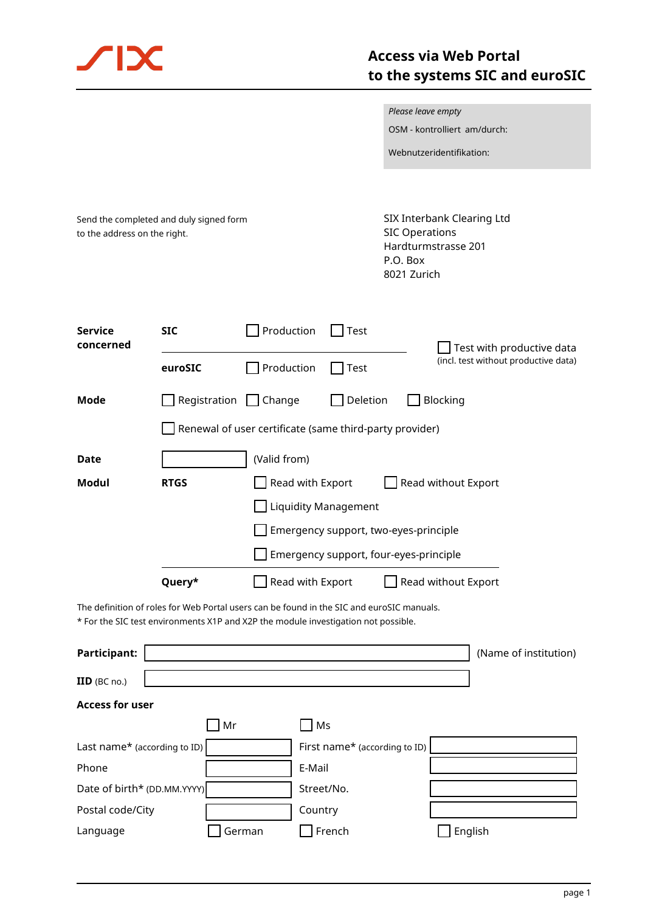SIX

# Access via Web Portal to the systems SIC and euroSIC

*Please leave empty*

OSM - kontrolliert am/durch:

Webnutzeridentifikation:

Send the completed and duly signed form to the address on the right.

SIX Interbank Clearing Ltd
SIC Operations
Hardturmstrasse 201
P.O. Box
8021 Zurich

**Service concerned**

**SIC** ☐ Production ☐ Test

**euroSIC** ☐ Production ☐ Test

☐ Test with productive data
(incl. test without productive data)

**Mode** ☐ Registration ☐ Change ☐ Deletion ☐ Blocking

☐ Renewal of user certificate (same third-party provider)

**Date** ____________ (Valid from)

**Modul**

**RTGS** ☐ Read with Export ☐ Read without Export

☐ Liquidity Management

☐ Emergency support, two-eyes-principle

☐ Emergency support, four-eyes-principle

**Query*** ☐ Read with Export ☐ Read without Export

The definition of roles for Web Portal users can be found in the SIC and euroSIC manuals.
* For the SIC test environments X1P and X2P the module investigation not possible.

**Participant:** ____________ (Name of institution)

**IID** (BC no.) ____________

**Access for user**

☐ Mr ☐ Ms

| | | | |
|---|---|---|---|
| Last name* (according to ID) | | First name* (according to ID) | |
| Phone | | E-Mail | |
| Date of birth* (DD.MM.YYYY) | | Street/No. | |
| Postal code/City | | Country | |

Language ☐ German ☐ French ☐ English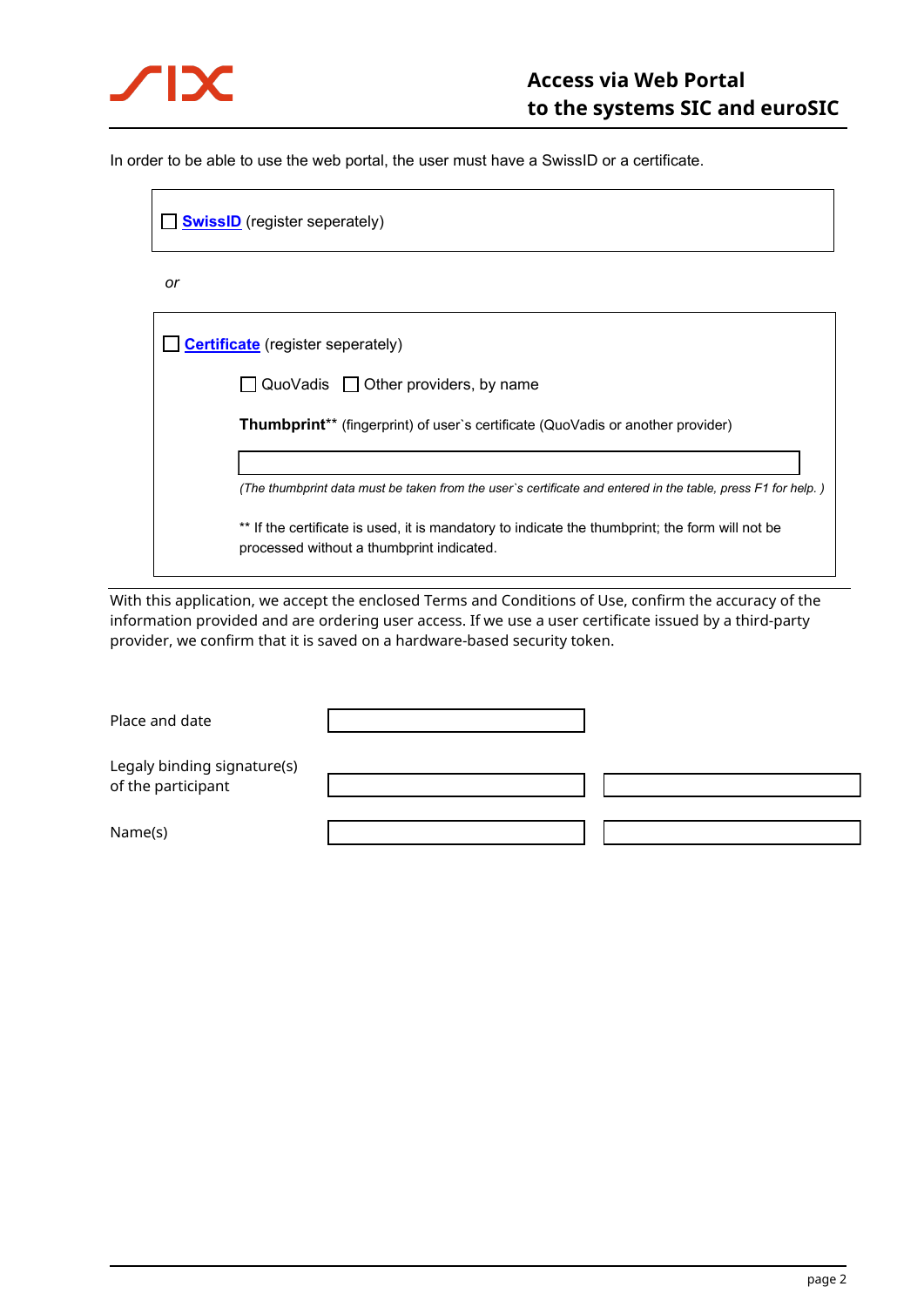In order to be able to use the web portal, the user must have a SwissID or a certificate.

☐ **SwissID** (register seperately)

*or*

☐ **Certificate** (register seperately)

☐ QuoVadis ☐ Other providers, by name

**Thumbprint**** (fingerprint) of user`s certificate (QuoVadis or another provider)

| |
|---|
| |

*(The thumbprint data must be taken from the user`s certificate and entered in the table, press F1 for help. )*

** If the certificate is used, it is mandatory to indicate the thumbprint; the form will not be processed without a thumbprint indicated.

With this application, we accept the enclosed Terms and Conditions of Use, confirm the accuracy of the information provided and are ordering user access. If we use a user certificate issued by a third-party provider, we confirm that it is saved on a hardware-based security token.

| | | |
|---|---|---|
| Place and date | | |
| Legaly binding signature(s) of the participant | | |
| Name(s) | | |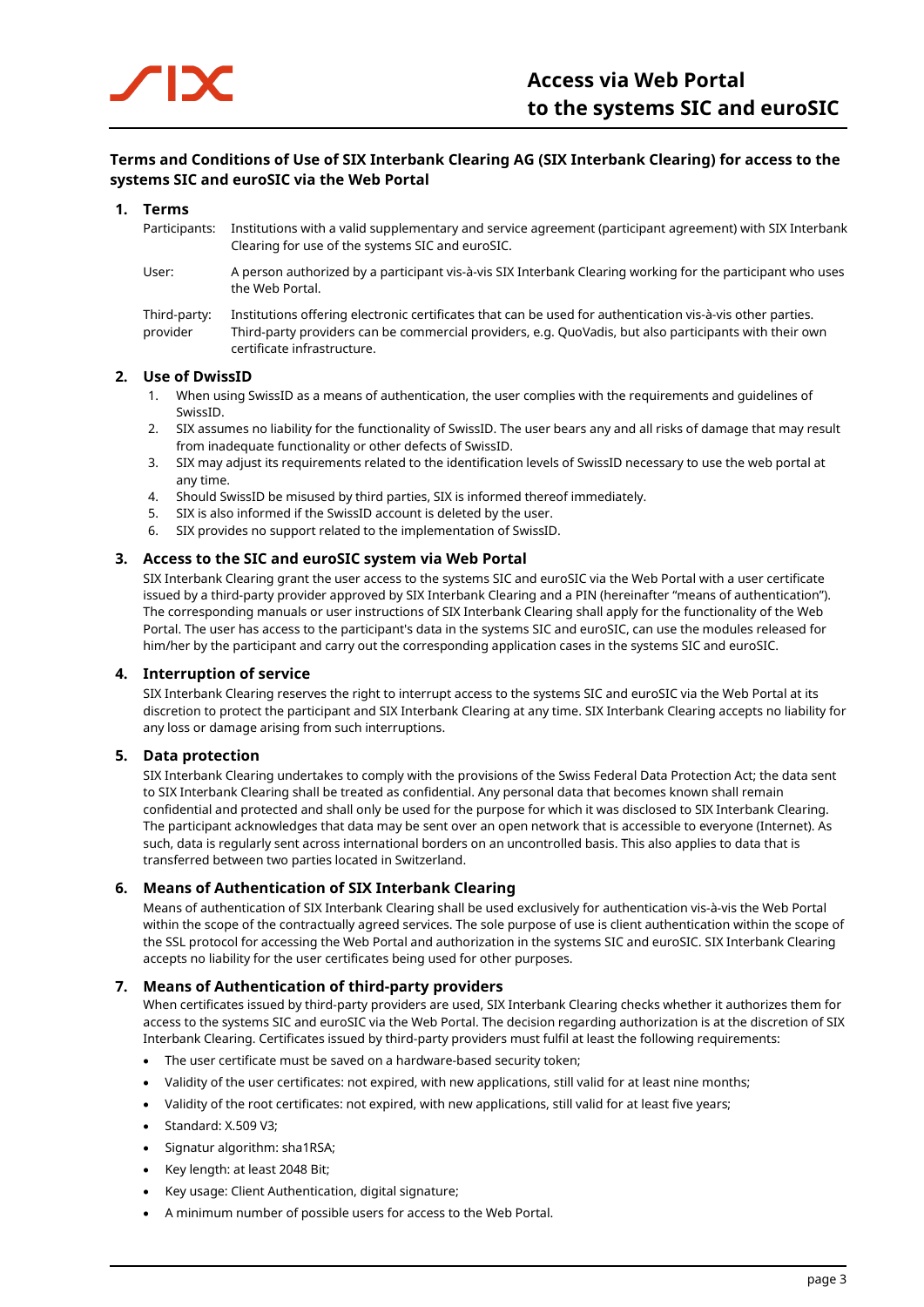# Access via Web Portal to the systems SIC and euroSIC

## Terms and Conditions of Use of SIX Interbank Clearing AG (SIX Interbank Clearing) for access to the systems SIC and euroSIC via the Web Portal

### 1. Terms

Participants: Institutions with a valid supplementary and service agreement (participant agreement) with SIX Interbank Clearing for use of the systems SIC and euroSIC.

User: A person authorized by a participant vis-à-vis SIX Interbank Clearing working for the participant who uses the Web Portal.

Third-party: provider Institutions offering electronic certificates that can be used for authentication vis-à-vis other parties. Third-party providers can be commercial providers, e.g. QuoVadis, but also participants with their own certificate infrastructure.

### 2. Use of DwissID

1. When using SwissID as a means of authentication, the user complies with the requirements and guidelines of SwissID.
2. SIX assumes no liability for the functionality of SwissID. The user bears any and all risks of damage that may result from inadequate functionality or other defects of SwissID.
3. SIX may adjust its requirements related to the identification levels of SwissID necessary to use the web portal at any time.
4. Should SwissID be misused by third parties, SIX is informed thereof immediately.
5. SIX is also informed if the SwissID account is deleted by the user.
6. SIX provides no support related to the implementation of SwissID.

### 3. Access to the SIC and euroSIC system via Web Portal

SIX Interbank Clearing grant the user access to the systems SIC and euroSIC via the Web Portal with a user certificate issued by a third-party provider approved by SIX Interbank Clearing and a PIN (hereinafter "means of authentication"). The corresponding manuals or user instructions of SIX Interbank Clearing shall apply for the functionality of the Web Portal. The user has access to the participant's data in the systems SIC and euroSIC, can use the modules released for him/her by the participant and carry out the corresponding application cases in the systems SIC and euroSIC.

### 4. Interruption of service

SIX Interbank Clearing reserves the right to interrupt access to the systems SIC and euroSIC via the Web Portal at its discretion to protect the participant and SIX Interbank Clearing at any time. SIX Interbank Clearing accepts no liability for any loss or damage arising from such interruptions.

### 5. Data protection

SIX Interbank Clearing undertakes to comply with the provisions of the Swiss Federal Data Protection Act; the data sent to SIX Interbank Clearing shall be treated as confidential. Any personal data that becomes known shall remain confidential and protected and shall only be used for the purpose for which it was disclosed to SIX Interbank Clearing. The participant acknowledges that data may be sent over an open network that is accessible to everyone (Internet). As such, data is regularly sent across international borders on an uncontrolled basis. This also applies to data that is transferred between two parties located in Switzerland.

### 6. Means of Authentication of SIX Interbank Clearing

Means of authentication of SIX Interbank Clearing shall be used exclusively for authentication vis-à-vis the Web Portal within the scope of the contractually agreed services. The sole purpose of use is client authentication within the scope of the SSL protocol for accessing the Web Portal and authorization in the systems SIC and euroSIC. SIX Interbank Clearing accepts no liability for the user certificates being used for other purposes.

### 7. Means of Authentication of third-party providers

When certificates issued by third-party providers are used, SIX Interbank Clearing checks whether it authorizes them for access to the systems SIC and euroSIC via the Web Portal. The decision regarding authorization is at the discretion of SIX Interbank Clearing. Certificates issued by third-party providers must fulfil at least the following requirements:

- The user certificate must be saved on a hardware-based security token;
- Validity of the user certificates: not expired, with new applications, still valid for at least nine months;
- Validity of the root certificates: not expired, with new applications, still valid for at least five years;
- Standard: X.509 V3;
- Signatur algorithm: sha1RSA;
- Key length: at least 2048 Bit;
- Key usage: Client Authentication, digital signature;
- A minimum number of possible users for access to the Web Portal.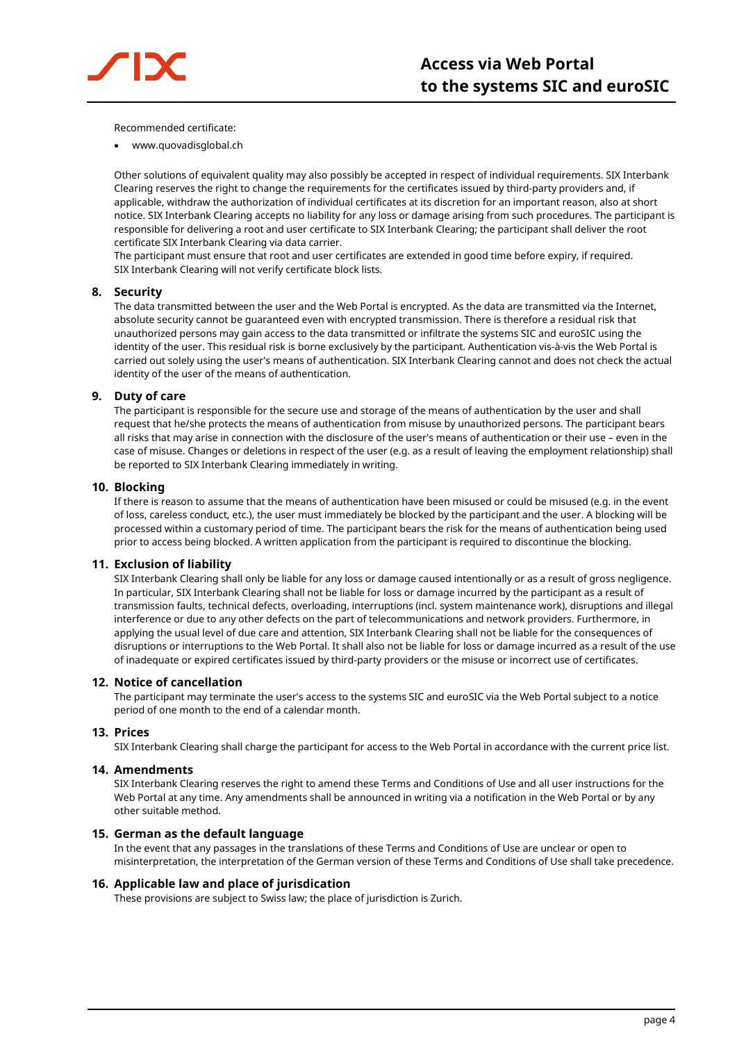Recommended certificate:

- www.quovadisglobal.ch

Other solutions of equivalent quality may also possibly be accepted in respect of individual requirements. SIX Interbank Clearing reserves the right to change the requirements for the certificates issued by third-party providers and, if applicable, withdraw the authorization of individual certificates at its discretion for an important reason, also at short notice. SIX Interbank Clearing accepts no liability for any loss or damage arising from such procedures. The participant is responsible for delivering a root and user certificate to SIX Interbank Clearing; the participant shall deliver the root certificate SIX Interbank Clearing via data carrier.
The participant must ensure that root and user certificates are extended in good time before expiry, if required.
SIX Interbank Clearing will not verify certificate block lists.

## 8. Security

The data transmitted between the user and the Web Portal is encrypted. As the data are transmitted via the Internet, absolute security cannot be guaranteed even with encrypted transmission. There is therefore a residual risk that unauthorized persons may gain access to the data transmitted or infiltrate the systems SIC and euroSIC using the identity of the user. This residual risk is borne exclusively by the participant. Authentication vis-à-vis the Web Portal is carried out solely using the user's means of authentication. SIX Interbank Clearing cannot and does not check the actual identity of the user of the means of authentication.

## 9. Duty of care

The participant is responsible for the secure use and storage of the means of authentication by the user and shall request that he/she protects the means of authentication from misuse by unauthorized persons. The participant bears all risks that may arise in connection with the disclosure of the user's means of authentication or their use – even in the case of misuse. Changes or deletions in respect of the user (e.g. as a result of leaving the employment relationship) shall be reported to SIX Interbank Clearing immediately in writing.

## 10. Blocking

If there is reason to assume that the means of authentication have been misused or could be misused (e.g. in the event of loss, careless conduct, etc.), the user must immediately be blocked by the participant and the user. A blocking will be processed within a customary period of time. The participant bears the risk for the means of authentication being used prior to access being blocked. A written application from the participant is required to discontinue the blocking.

## 11. Exclusion of liability

SIX Interbank Clearing shall only be liable for any loss or damage caused intentionally or as a result of gross negligence. In particular, SIX Interbank Clearing shall not be liable for loss or damage incurred by the participant as a result of transmission faults, technical defects, overloading, interruptions (incl. system maintenance work), disruptions and illegal interference or due to any other defects on the part of telecommunications and network providers. Furthermore, in applying the usual level of due care and attention, SIX Interbank Clearing shall not be liable for the consequences of disruptions or interruptions to the Web Portal. It shall also not be liable for loss or damage incurred as a result of the use of inadequate or expired certificates issued by third-party providers or the misuse or incorrect use of certificates.

## 12. Notice of cancellation

The participant may terminate the user's access to the systems SIC and euroSIC via the Web Portal subject to a notice period of one month to the end of a calendar month.

## 13. Prices

SIX Interbank Clearing shall charge the participant for access to the Web Portal in accordance with the current price list.

## 14. Amendments

SIX Interbank Clearing reserves the right to amend these Terms and Conditions of Use and all user instructions for the Web Portal at any time. Any amendments shall be announced in writing via a notification in the Web Portal or by any other suitable method.

## 15. German as the default language

In the event that any passages in the translations of these Terms and Conditions of Use are unclear or open to misinterpretation, the interpretation of the German version of these Terms and Conditions of Use shall take precedence.

## 16. Applicable law and place of jurisdication

These provisions are subject to Swiss law; the place of jurisdiction is Zurich.